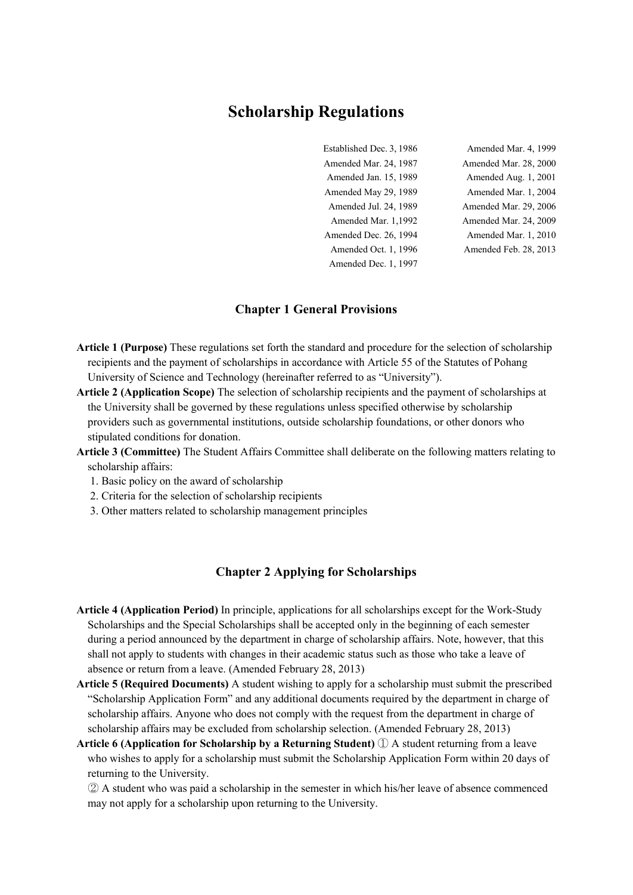# Scholarship Regulations

| | |
|---|---|
| Established Dec. 3, 1986 | Amended Mar. 4, 1999 |
| Amended Mar. 24, 1987 | Amended Mar. 28, 2000 |
| Amended Jan. 15, 1989 | Amended Aug. 1, 2001 |
| Amended May 29, 1989 | Amended Mar. 1, 2004 |
| Amended Jul. 24, 1989 | Amended Mar. 29, 2006 |
| Amended Mar. 1,1992 | Amended Mar. 24, 2009 |
| Amended Dec. 26, 1994 | Amended Mar. 1, 2010 |
| Amended Oct. 1, 1996 | Amended Feb. 28, 2013 |
| Amended Dec. 1, 1997 | |

## Chapter 1 General Provisions

**Article 1 (Purpose)** These regulations set forth the standard and procedure for the selection of scholarship recipients and the payment of scholarships in accordance with Article 55 of the Statutes of Pohang University of Science and Technology (hereinafter referred to as "University").

**Article 2 (Application Scope)** The selection of scholarship recipients and the payment of scholarships at the University shall be governed by these regulations unless specified otherwise by scholarship providers such as governmental institutions, outside scholarship foundations, or other donors who stipulated conditions for donation.

**Article 3 (Committee)** The Student Affairs Committee shall deliberate on the following matters relating to scholarship affairs:

1. Basic policy on the award of scholarship
2. Criteria for the selection of scholarship recipients
3. Other matters related to scholarship management principles

## Chapter 2 Applying for Scholarships

**Article 4 (Application Period)** In principle, applications for all scholarships except for the Work-Study Scholarships and the Special Scholarships shall be accepted only in the beginning of each semester during a period announced by the department in charge of scholarship affairs. Note, however, that this shall not apply to students with changes in their academic status such as those who take a leave of absence or return from a leave. (Amended February 28, 2013)

**Article 5 (Required Documents)** A student wishing to apply for a scholarship must submit the prescribed "Scholarship Application Form" and any additional documents required by the department in charge of scholarship affairs. Anyone who does not comply with the request from the department in charge of scholarship affairs may be excluded from scholarship selection. (Amended February 28, 2013)

**Article 6 (Application for Scholarship by a Returning Student)** ① A student returning from a leave who wishes to apply for a scholarship must submit the Scholarship Application Form within 20 days of returning to the University.

② A student who was paid a scholarship in the semester in which his/her leave of absence commenced may not apply for a scholarship upon returning to the University.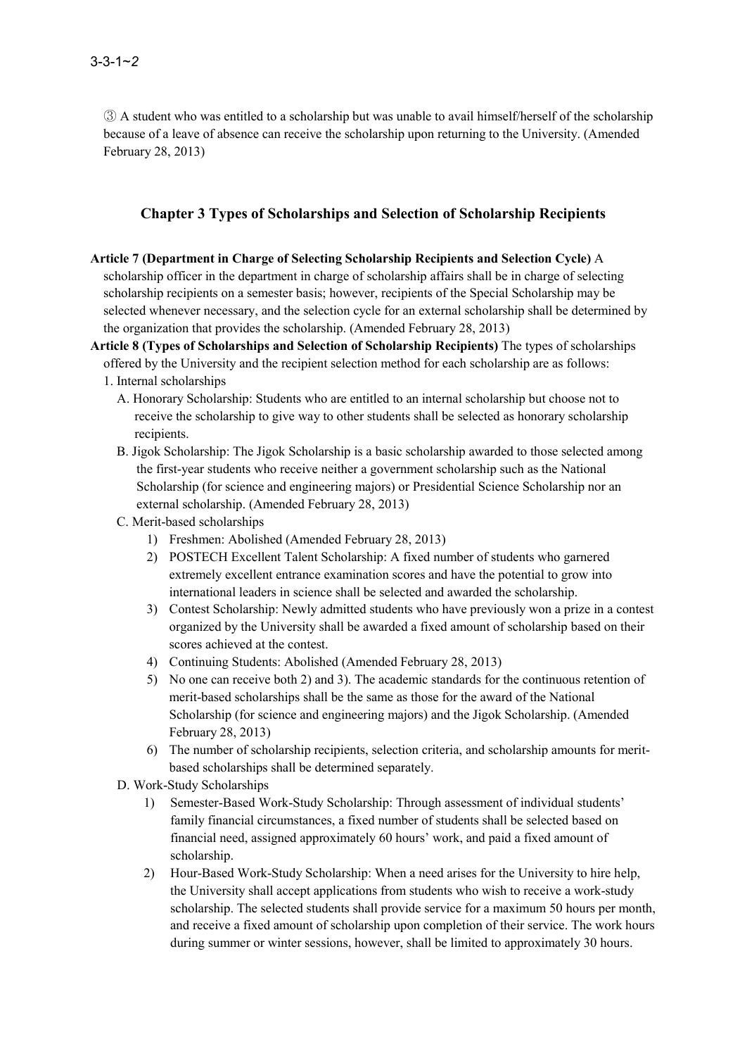③ A student who was entitled to a scholarship but was unable to avail himself/herself of the scholarship because of a leave of absence can receive the scholarship upon returning to the University. (Amended February 28, 2013)

## Chapter 3 Types of Scholarships and Selection of Scholarship Recipients

**Article 7 (Department in Charge of Selecting Scholarship Recipients and Selection Cycle)** A scholarship officer in the department in charge of scholarship affairs shall be in charge of selecting scholarship recipients on a semester basis; however, recipients of the Special Scholarship may be selected whenever necessary, and the selection cycle for an external scholarship shall be determined by the organization that provides the scholarship. (Amended February 28, 2013)

**Article 8 (Types of Scholarships and Selection of Scholarship Recipients)** The types of scholarships offered by the University and the recipient selection method for each scholarship are as follows:

1. Internal scholarships
   - A. Honorary Scholarship: Students who are entitled to an internal scholarship but choose not to receive the scholarship to give way to other students shall be selected as honorary scholarship recipients.
   - B. Jigok Scholarship: The Jigok Scholarship is a basic scholarship awarded to those selected among the first-year students who receive neither a government scholarship such as the National Scholarship (for science and engineering majors) or Presidential Science Scholarship nor an external scholarship. (Amended February 28, 2013)
   - C. Merit-based scholarships
     1) Freshmen: Abolished (Amended February 28, 2013)
     2) POSTECH Excellent Talent Scholarship: A fixed number of students who garnered extremely excellent entrance examination scores and have the potential to grow into international leaders in science shall be selected and awarded the scholarship.
     3) Contest Scholarship: Newly admitted students who have previously won a prize in a contest organized by the University shall be awarded a fixed amount of scholarship based on their scores achieved at the contest.
     4) Continuing Students: Abolished (Amended February 28, 2013)
     5) No one can receive both 2) and 3). The academic standards for the continuous retention of merit-based scholarships shall be the same as those for the award of the National Scholarship (for science and engineering majors) and the Jigok Scholarship. (Amended February 28, 2013)
     6) The number of scholarship recipients, selection criteria, and scholarship amounts for merit-based scholarships shall be determined separately.
   - D. Work-Study Scholarships
     1) Semester-Based Work-Study Scholarship: Through assessment of individual students' family financial circumstances, a fixed number of students shall be selected based on financial need, assigned approximately 60 hours' work, and paid a fixed amount of scholarship.
     2) Hour-Based Work-Study Scholarship: When a need arises for the University to hire help, the University shall accept applications from students who wish to receive a work-study scholarship. The selected students shall provide service for a maximum 50 hours per month, and receive a fixed amount of scholarship upon completion of their service. The work hours during summer or winter sessions, however, shall be limited to approximately 30 hours.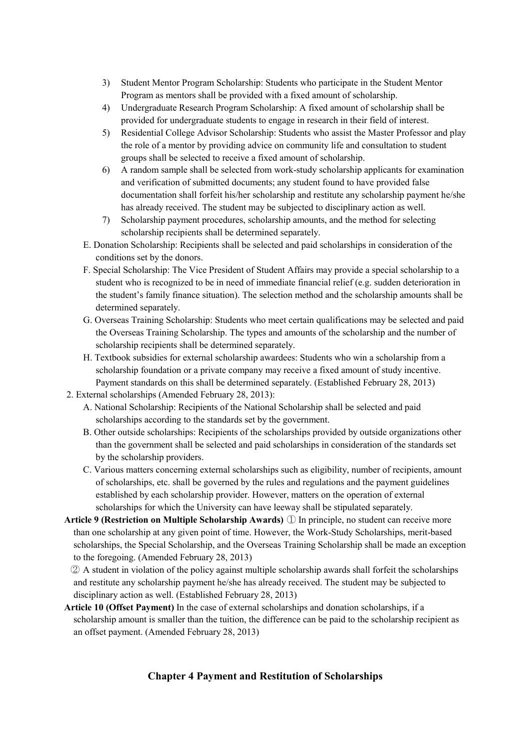3) Student Mentor Program Scholarship: Students who participate in the Student Mentor Program as mentors shall be provided with a fixed amount of scholarship.
4) Undergraduate Research Program Scholarship: A fixed amount of scholarship shall be provided for undergraduate students to engage in research in their field of interest.
5) Residential College Advisor Scholarship: Students who assist the Master Professor and play the role of a mentor by providing advice on community life and consultation to student groups shall be selected to receive a fixed amount of scholarship.
6) A random sample shall be selected from work-study scholarship applicants for examination and verification of submitted documents; any student found to have provided false documentation shall forfeit his/her scholarship and restitute any scholarship payment he/she has already received. The student may be subjected to disciplinary action as well.
7) Scholarship payment procedures, scholarship amounts, and the method for selecting scholarship recipients shall be determined separately.

E. Donation Scholarship: Recipients shall be selected and paid scholarships in consideration of the conditions set by the donors.

F. Special Scholarship: The Vice President of Student Affairs may provide a special scholarship to a student who is recognized to be in need of immediate financial relief (e.g. sudden deterioration in the student's family finance situation). The selection method and the scholarship amounts shall be determined separately.

G. Overseas Training Scholarship: Students who meet certain qualifications may be selected and paid the Overseas Training Scholarship. The types and amounts of the scholarship and the number of scholarship recipients shall be determined separately.

H. Textbook subsidies for external scholarship awardees: Students who win a scholarship from a scholarship foundation or a private company may receive a fixed amount of study incentive. Payment standards on this shall be determined separately. (Established February 28, 2013)

2. External scholarships (Amended February 28, 2013):

A. National Scholarship: Recipients of the National Scholarship shall be selected and paid scholarships according to the standards set by the government.

B. Other outside scholarships: Recipients of the scholarships provided by outside organizations other than the government shall be selected and paid scholarships in consideration of the standards set by the scholarship providers.

C. Various matters concerning external scholarships such as eligibility, number of recipients, amount of scholarships, etc. shall be governed by the rules and regulations and the payment guidelines established by each scholarship provider. However, matters on the operation of external scholarships for which the University can have leeway shall be stipulated separately.

**Article 9 (Restriction on Multiple Scholarship Awards)** ① In principle, no student can receive more than one scholarship at any given point of time. However, the Work-Study Scholarships, merit-based scholarships, the Special Scholarship, and the Overseas Training Scholarship shall be made an exception to the foregoing. (Amended February 28, 2013)

② A student in violation of the policy against multiple scholarship awards shall forfeit the scholarships and restitute any scholarship payment he/she has already received. The student may be subjected to disciplinary action as well. (Established February 28, 2013)

**Article 10 (Offset Payment)** In the case of external scholarships and donation scholarships, if a scholarship amount is smaller than the tuition, the difference can be paid to the scholarship recipient as an offset payment. (Amended February 28, 2013)

## Chapter 4 Payment and Restitution of Scholarships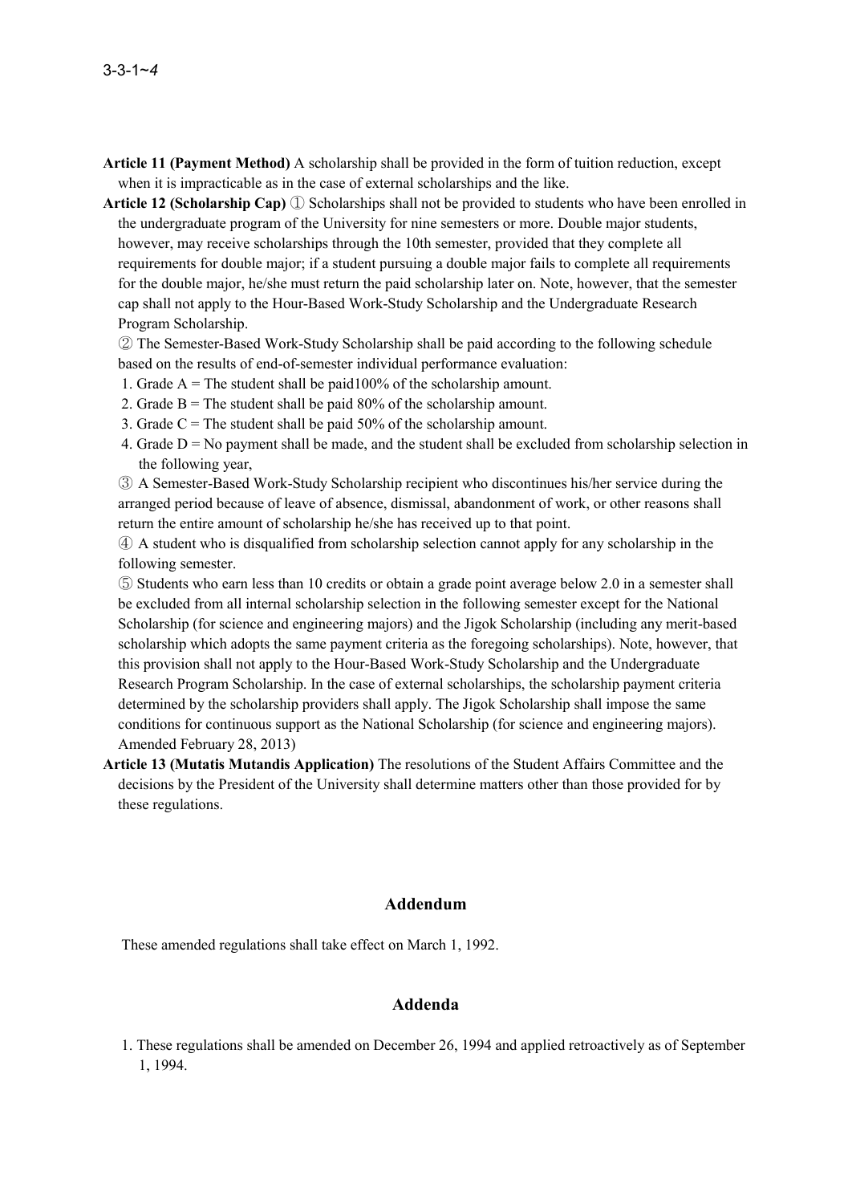**Article 11 (Payment Method)** A scholarship shall be provided in the form of tuition reduction, except when it is impracticable as in the case of external scholarships and the like.

**Article 12 (Scholarship Cap)** ① Scholarships shall not be provided to students who have been enrolled in the undergraduate program of the University for nine semesters or more. Double major students, however, may receive scholarships through the 10th semester, provided that they complete all requirements for double major; if a student pursuing a double major fails to complete all requirements for the double major, he/she must return the paid scholarship later on. Note, however, that the semester cap shall not apply to the Hour-Based Work-Study Scholarship and the Undergraduate Research Program Scholarship.

② The Semester-Based Work-Study Scholarship shall be paid according to the following schedule based on the results of end-of-semester individual performance evaluation:

1. Grade A = The student shall be paid100% of the scholarship amount.
2. Grade B = The student shall be paid 80% of the scholarship amount.
3. Grade C = The student shall be paid 50% of the scholarship amount.
4. Grade D = No payment shall be made, and the student shall be excluded from scholarship selection in the following year,

③ A Semester-Based Work-Study Scholarship recipient who discontinues his/her service during the arranged period because of leave of absence, dismissal, abandonment of work, or other reasons shall return the entire amount of scholarship he/she has received up to that point.

④ A student who is disqualified from scholarship selection cannot apply for any scholarship in the following semester.

⑤ Students who earn less than 10 credits or obtain a grade point average below 2.0 in a semester shall be excluded from all internal scholarship selection in the following semester except for the National Scholarship (for science and engineering majors) and the Jigok Scholarship (including any merit-based scholarship which adopts the same payment criteria as the foregoing scholarships). Note, however, that this provision shall not apply to the Hour-Based Work-Study Scholarship and the Undergraduate Research Program Scholarship. In the case of external scholarships, the scholarship payment criteria determined by the scholarship providers shall apply. The Jigok Scholarship shall impose the same conditions for continuous support as the National Scholarship (for science and engineering majors). Amended February 28, 2013)

**Article 13 (Mutatis Mutandis Application)** The resolutions of the Student Affairs Committee and the decisions by the President of the University shall determine matters other than those provided for by these regulations.

## Addendum

These amended regulations shall take effect on March 1, 1992.

## Addenda

1. These regulations shall be amended on December 26, 1994 and applied retroactively as of September 1, 1994.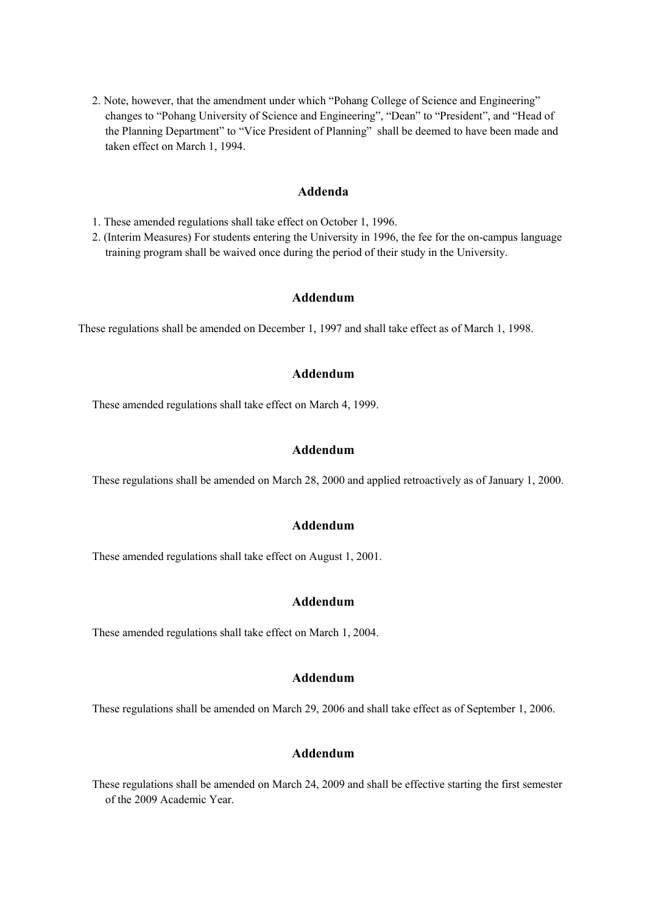2. Note, however, that the amendment under which "Pohang College of Science and Engineering" changes to "Pohang University of Science and Engineering", "Dean" to "President", and "Head of the Planning Department" to "Vice President of Planning" shall be deemed to have been made and taken effect on March 1, 1994.

### Addenda

1. These amended regulations shall take effect on October 1, 1996.
2. (Interim Measures) For students entering the University in 1996, the fee for the on-campus language training program shall be waived once during the period of their study in the University.

### Addendum

These regulations shall be amended on December 1, 1997 and shall take effect as of March 1, 1998.

### Addendum

These amended regulations shall take effect on March 4, 1999.

### Addendum

These regulations shall be amended on March 28, 2000 and applied retroactively as of January 1, 2000.

### Addendum

These amended regulations shall take effect on August 1, 2001.

### Addendum

These amended regulations shall take effect on March 1, 2004.

### Addendum

These regulations shall be amended on March 29, 2006 and shall take effect as of September 1, 2006.

### Addendum

These regulations shall be amended on March 24, 2009 and shall be effective starting the first semester of the 2009 Academic Year.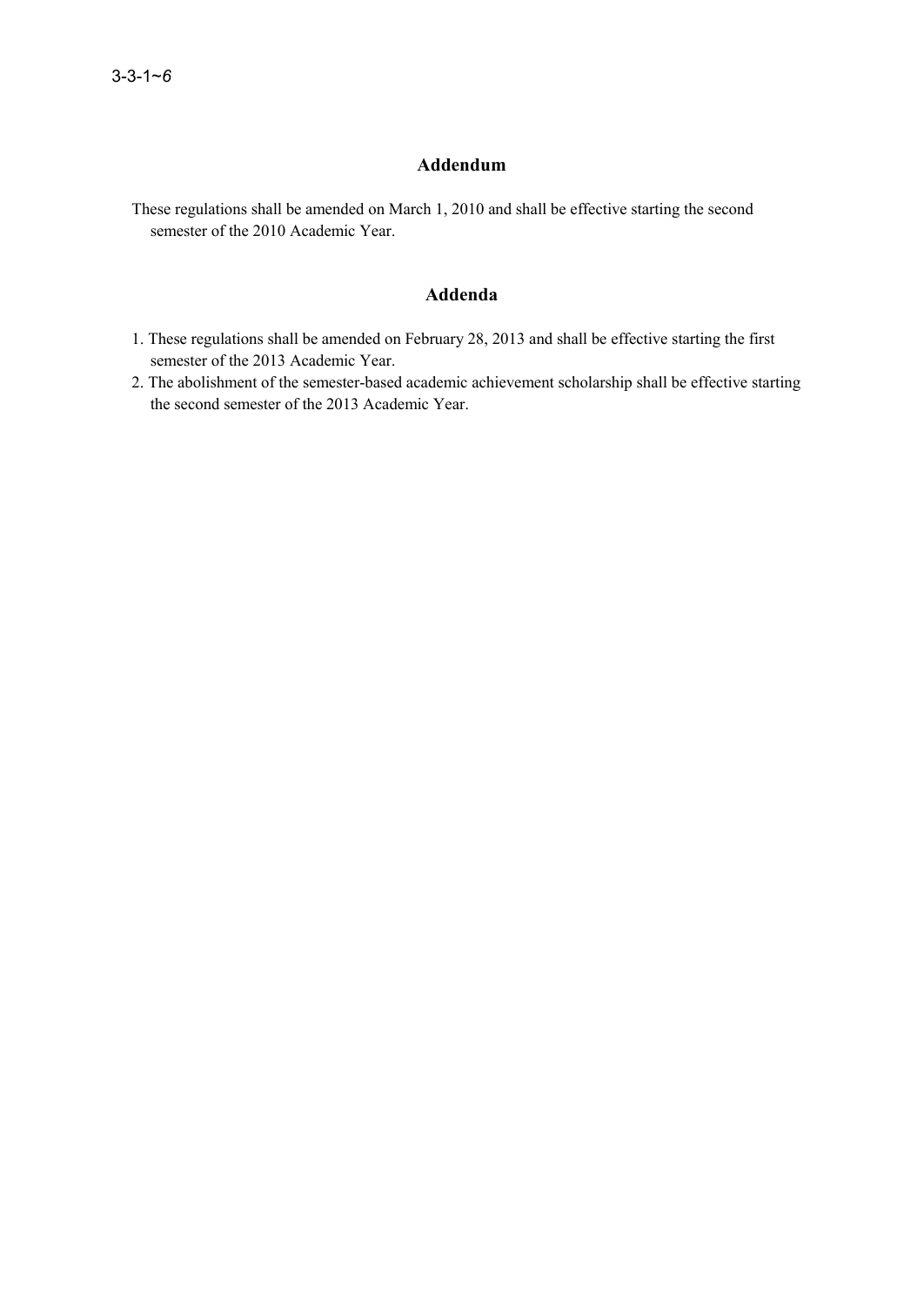## Addendum

These regulations shall be amended on March 1, 2010 and shall be effective starting the second semester of the 2010 Academic Year.

## Addenda

1. These regulations shall be amended on February 28, 2013 and shall be effective starting the first semester of the 2013 Academic Year.
2. The abolishment of the semester-based academic achievement scholarship shall be effective starting the second semester of the 2013 Academic Year.